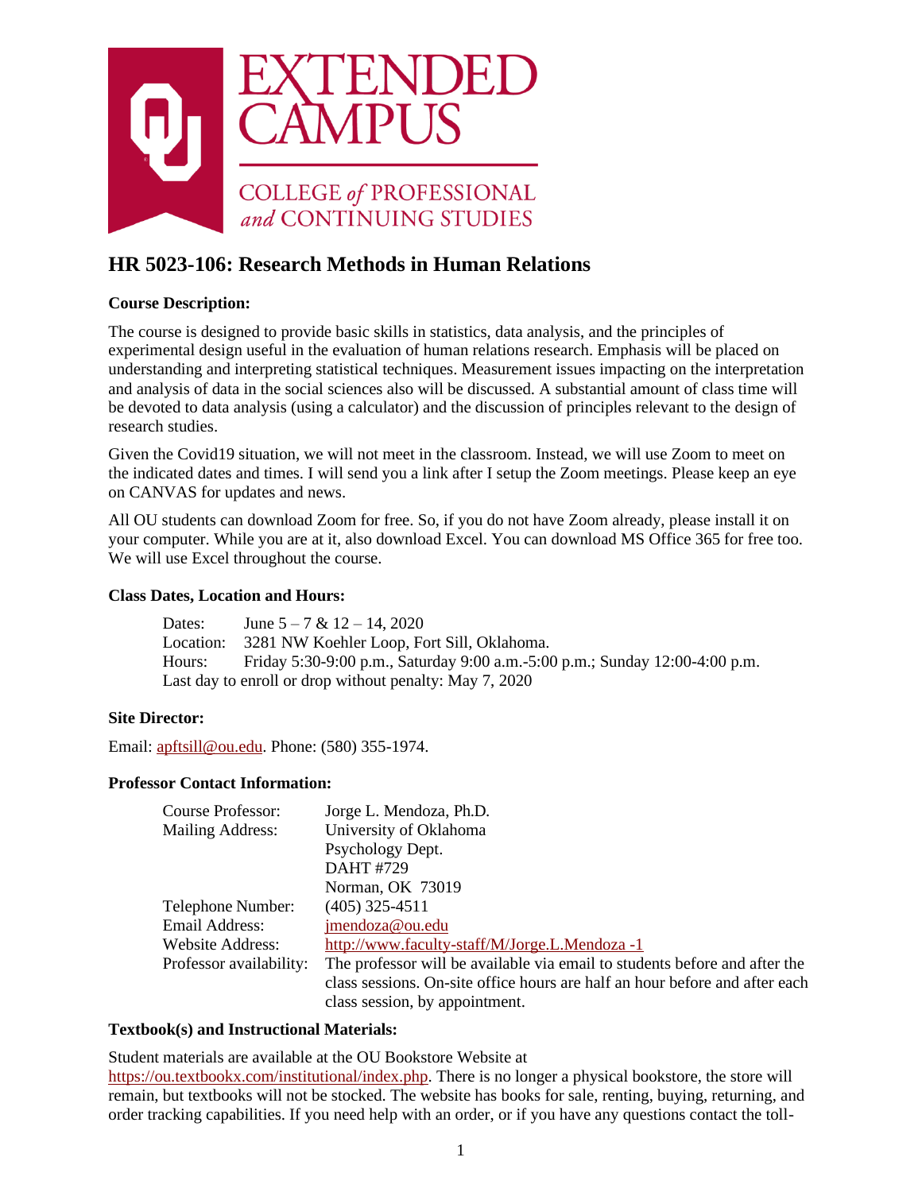EXTENDED CAMPUS

COLLEGE *of* PROFESSIONAL *and* CONTINUING STUDIES

## HR 5023-106: Research Methods in Human Relations

**Course Description:**

The course is designed to provide basic skills in statistics, data analysis, and the principles of experimental design useful in the evaluation of human relations research. Emphasis will be placed on understanding and interpreting statistical techniques. Measurement issues impacting on the interpretation and analysis of data in the social sciences also will be discussed. A substantial amount of class time will be devoted to data analysis (using a calculator) and the discussion of principles relevant to the design of research studies.

Given the Covid19 situation, we will not meet in the classroom. Instead, we will use Zoom to meet on the indicated dates and times. I will send you a link after I setup the Zoom meetings. Please keep an eye on CANVAS for updates and news.

All OU students can download Zoom for free. So, if you do not have Zoom already, please install it on your computer. While you are at it, also download Excel. You can download MS Office 365 for free too. We will use Excel throughout the course.

**Class Dates, Location and Hours:**

Dates: June 5 – 7 & 12 – 14, 2020
Location: 3281 NW Koehler Loop, Fort Sill, Oklahoma.
Hours: Friday 5:30-9:00 p.m., Saturday 9:00 a.m.-5:00 p.m.; Sunday 12:00-4:00 p.m.
Last day to enroll or drop without penalty: May 7, 2020

**Site Director:**

Email: apftsill@ou.edu. Phone: (580) 355-1974.

**Professor Contact Information:**

| | |
|---|---|
| Course Professor: | Jorge L. Mendoza, Ph.D. |
| Mailing Address: | University of Oklahoma<br>Psychology Dept.<br>DAHT #729<br>Norman, OK 73019 |
| Telephone Number: | (405) 325-4511 |
| Email Address: | jmendoza@ou.edu |
| Website Address: | http://www.faculty-staff/M/Jorge.L.Mendoza -1 |
| Professor availability: | The professor will be available via email to students before and after the class sessions. On-site office hours are half an hour before and after each class session, by appointment. |

**Textbook(s) and Instructional Materials:**

Student materials are available at the OU Bookstore Website at https://ou.textbookx.com/institutional/index.php. There is no longer a physical bookstore, the store will remain, but textbooks will not be stocked. The website has books for sale, renting, buying, returning, and order tracking capabilities. If you need help with an order, or if you have any questions contact the toll-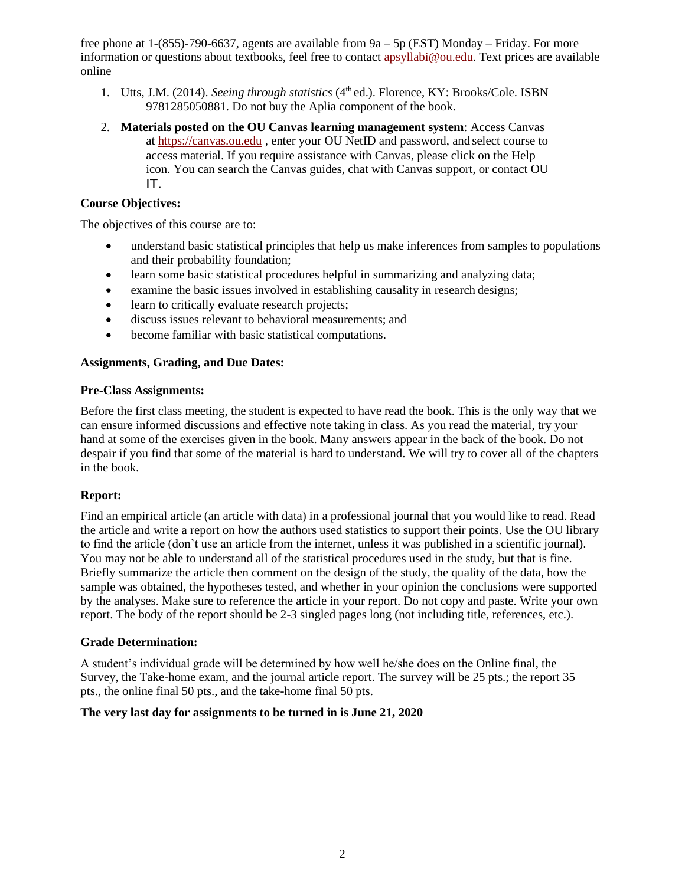free phone at 1-(855)-790-6637, agents are available from 9a – 5p (EST) Monday – Friday. For more information or questions about textbooks, feel free to contact apsyllabi@ou.edu. Text prices are available online

1. Utts, J.M. (2014). *Seeing through statistics* (4th ed.). Florence, KY: Brooks/Cole. ISBN 9781285050881. Do not buy the Aplia component of the book.
2. **Materials posted on the OU Canvas learning management system**: Access Canvas at https://canvas.ou.edu , enter your OU NetID and password, and select course to access material. If you require assistance with Canvas, please click on the Help icon. You can search the Canvas guides, chat with Canvas support, or contact OU IT.

**Course Objectives:**

The objectives of this course are to:

- understand basic statistical principles that help us make inferences from samples to populations and their probability foundation;
- learn some basic statistical procedures helpful in summarizing and analyzing data;
- examine the basic issues involved in establishing causality in research designs;
- learn to critically evaluate research projects;
- discuss issues relevant to behavioral measurements; and
- become familiar with basic statistical computations.

**Assignments, Grading, and Due Dates:**

**Pre-Class Assignments:**

Before the first class meeting, the student is expected to have read the book. This is the only way that we can ensure informed discussions and effective note taking in class. As you read the material, try your hand at some of the exercises given in the book. Many answers appear in the back of the book. Do not despair if you find that some of the material is hard to understand. We will try to cover all of the chapters in the book.

**Report:**

Find an empirical article (an article with data) in a professional journal that you would like to read. Read the article and write a report on how the authors used statistics to support their points. Use the OU library to find the article (don't use an article from the internet, unless it was published in a scientific journal). You may not be able to understand all of the statistical procedures used in the study, but that is fine. Briefly summarize the article then comment on the design of the study, the quality of the data, how the sample was obtained, the hypotheses tested, and whether in your opinion the conclusions were supported by the analyses. Make sure to reference the article in your report. Do not copy and paste. Write your own report. The body of the report should be 2-3 singled pages long (not including title, references, etc.).

**Grade Determination:**

A student's individual grade will be determined by how well he/she does on the Online final, the Survey, the Take-home exam, and the journal article report. The survey will be 25 pts.; the report 35 pts., the online final 50 pts., and the take-home final 50 pts.

**The very last day for assignments to be turned in is June 21, 2020**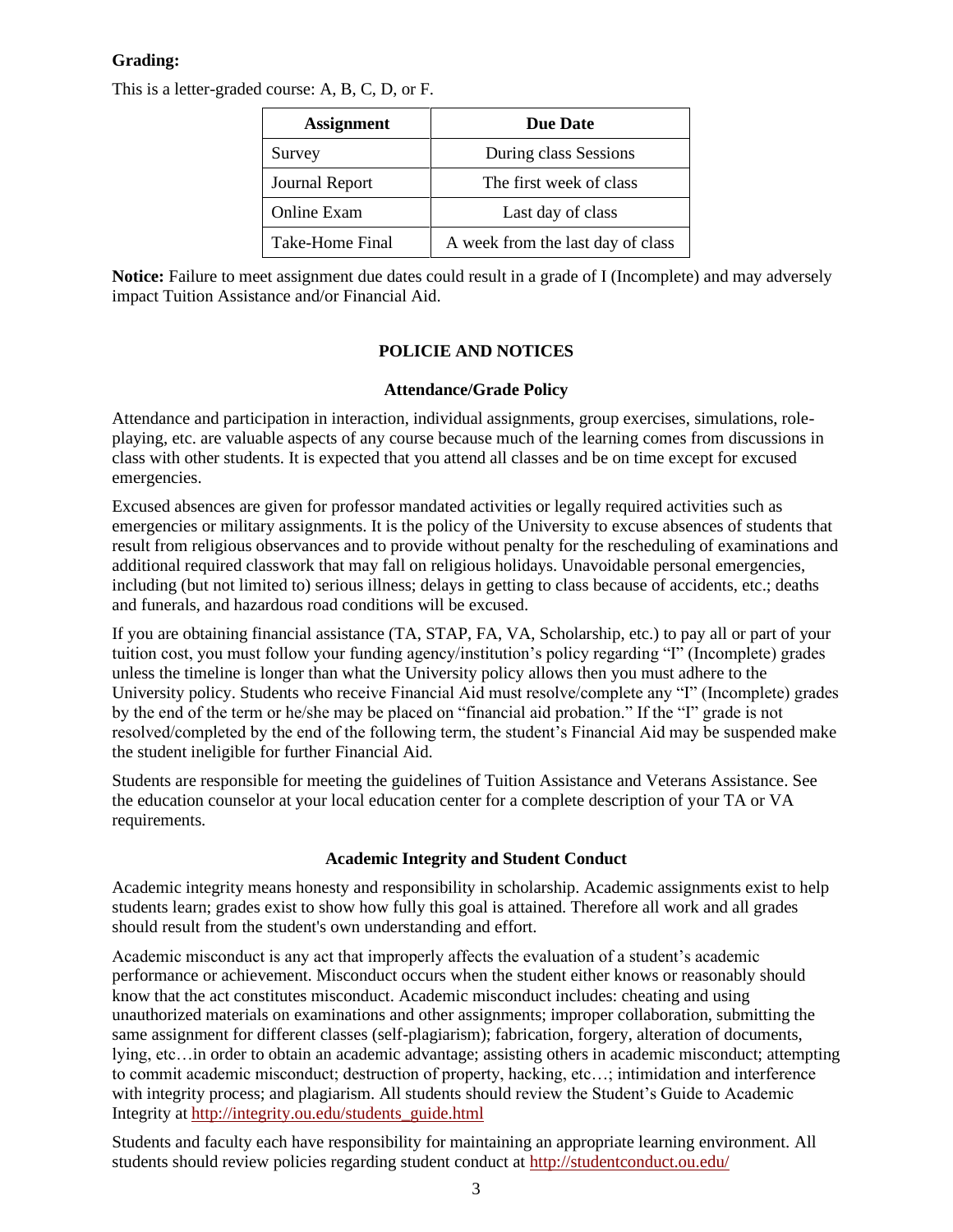**Grading:**

This is a letter-graded course: A, B, C, D, or F.

| Assignment | Due Date |
|---|---|
| Survey | During class Sessions |
| Journal Report | The first week of class |
| Online Exam | Last day of class |
| Take-Home Final | A week from the last day of class |

**Notice:** Failure to meet assignment due dates could result in a grade of I (Incomplete) and may adversely impact Tuition Assistance and/or Financial Aid.

## POLICIE AND NOTICES

### Attendance/Grade Policy

Attendance and participation in interaction, individual assignments, group exercises, simulations, role-playing, etc. are valuable aspects of any course because much of the learning comes from discussions in class with other students. It is expected that you attend all classes and be on time except for excused emergencies.

Excused absences are given for professor mandated activities or legally required activities such as emergencies or military assignments. It is the policy of the University to excuse absences of students that result from religious observances and to provide without penalty for the rescheduling of examinations and additional required classwork that may fall on religious holidays. Unavoidable personal emergencies, including (but not limited to) serious illness; delays in getting to class because of accidents, etc.; deaths and funerals, and hazardous road conditions will be excused.

If you are obtaining financial assistance (TA, STAP, FA, VA, Scholarship, etc.) to pay all or part of your tuition cost, you must follow your funding agency/institution's policy regarding "I" (Incomplete) grades unless the timeline is longer than what the University policy allows then you must adhere to the University policy. Students who receive Financial Aid must resolve/complete any "I" (Incomplete) grades by the end of the term or he/she may be placed on "financial aid probation." If the "I" grade is not resolved/completed by the end of the following term, the student's Financial Aid may be suspended make the student ineligible for further Financial Aid.

Students are responsible for meeting the guidelines of Tuition Assistance and Veterans Assistance. See the education counselor at your local education center for a complete description of your TA or VA requirements.

### Academic Integrity and Student Conduct

Academic integrity means honesty and responsibility in scholarship. Academic assignments exist to help students learn; grades exist to show how fully this goal is attained. Therefore all work and all grades should result from the student's own understanding and effort.

Academic misconduct is any act that improperly affects the evaluation of a student's academic performance or achievement. Misconduct occurs when the student either knows or reasonably should know that the act constitutes misconduct. Academic misconduct includes: cheating and using unauthorized materials on examinations and other assignments; improper collaboration, submitting the same assignment for different classes (self-plagiarism); fabrication, forgery, alteration of documents, lying, etc…in order to obtain an academic advantage; assisting others in academic misconduct; attempting to commit academic misconduct; destruction of property, hacking, etc…; intimidation and interference with integrity process; and plagiarism. All students should review the Student's Guide to Academic Integrity at http://integrity.ou.edu/students_guide.html

Students and faculty each have responsibility for maintaining an appropriate learning environment. All students should review policies regarding student conduct at http://studentconduct.ou.edu/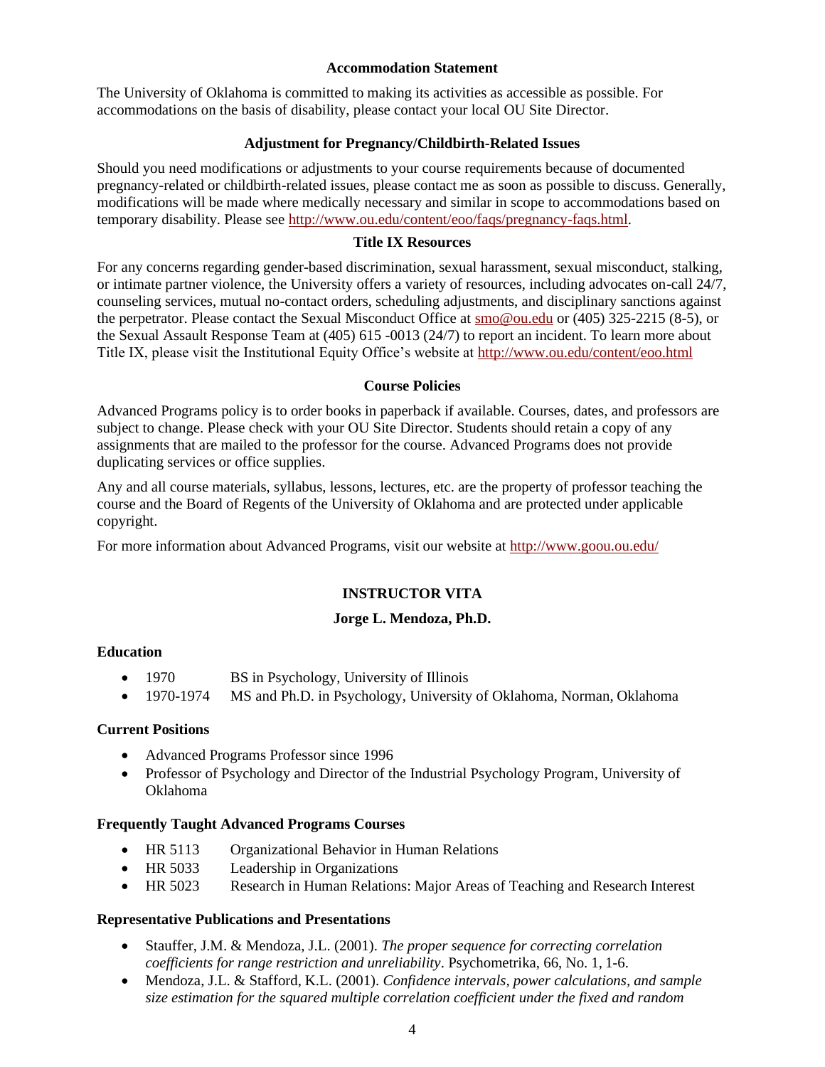### Accommodation Statement

The University of Oklahoma is committed to making its activities as accessible as possible. For accommodations on the basis of disability, please contact your local OU Site Director.

### Adjustment for Pregnancy/Childbirth-Related Issues

Should you need modifications or adjustments to your course requirements because of documented pregnancy-related or childbirth-related issues, please contact me as soon as possible to discuss. Generally, modifications will be made where medically necessary and similar in scope to accommodations based on temporary disability. Please see http://www.ou.edu/content/eoo/faqs/pregnancy-faqs.html.

### Title IX Resources

For any concerns regarding gender-based discrimination, sexual harassment, sexual misconduct, stalking, or intimate partner violence, the University offers a variety of resources, including advocates on-call 24/7, counseling services, mutual no-contact orders, scheduling adjustments, and disciplinary sanctions against the perpetrator. Please contact the Sexual Misconduct Office at smo@ou.edu or (405) 325-2215 (8-5), or the Sexual Assault Response Team at (405) 615 -0013 (24/7) to report an incident. To learn more about Title IX, please visit the Institutional Equity Office's website at http://www.ou.edu/content/eoo.html

### Course Policies

Advanced Programs policy is to order books in paperback if available. Courses, dates, and professors are subject to change. Please check with your OU Site Director. Students should retain a copy of any assignments that are mailed to the professor for the course. Advanced Programs does not provide duplicating services or office supplies.

Any and all course materials, syllabus, lessons, lectures, etc. are the property of professor teaching the course and the Board of Regents of the University of Oklahoma and are protected under applicable copyright.

For more information about Advanced Programs, visit our website at http://www.goou.ou.edu/

## INSTRUCTOR VITA

### Jorge L. Mendoza, Ph.D.

**Education**

- 1970 BS in Psychology, University of Illinois
- 1970-1974 MS and Ph.D. in Psychology, University of Oklahoma, Norman, Oklahoma

**Current Positions**

- Advanced Programs Professor since 1996
- Professor of Psychology and Director of the Industrial Psychology Program, University of Oklahoma

**Frequently Taught Advanced Programs Courses**

- HR 5113 Organizational Behavior in Human Relations
- HR 5033 Leadership in Organizations
- HR 5023 Research in Human Relations: Major Areas of Teaching and Research Interest

**Representative Publications and Presentations**

- Stauffer, J.M. & Mendoza, J.L. (2001). *The proper sequence for correcting correlation coefficients for range restriction and unreliability*. Psychometrika, 66, No. 1, 1-6.
- Mendoza, J.L. & Stafford, K.L. (2001). *Confidence intervals, power calculations, and sample size estimation for the squared multiple correlation coefficient under the fixed and random*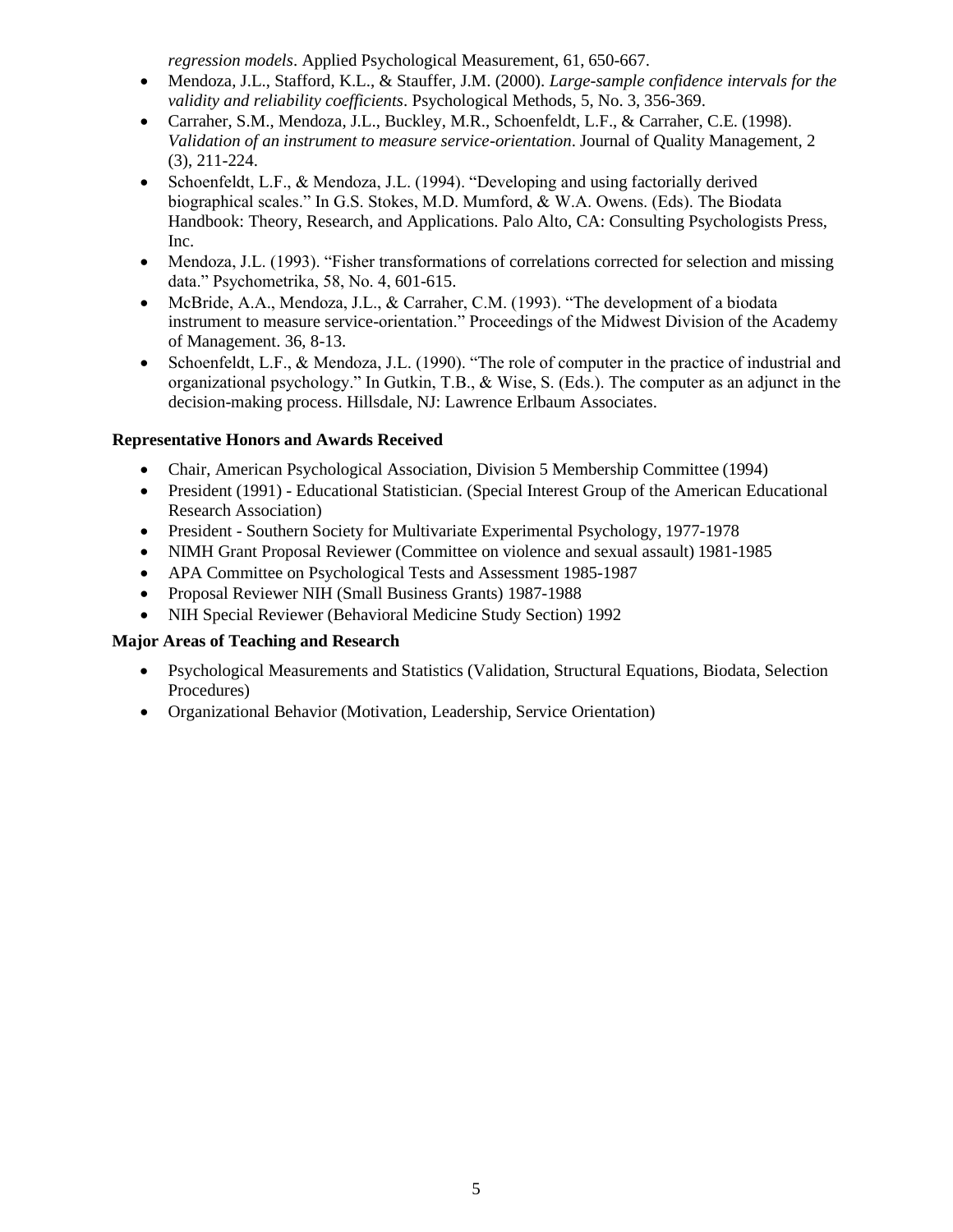*regression models*. Applied Psychological Measurement, 61, 650-667.

- Mendoza, J.L., Stafford, K.L., & Stauffer, J.M. (2000). *Large-sample confidence intervals for the validity and reliability coefficients*. Psychological Methods, 5, No. 3, 356-369.
- Carraher, S.M., Mendoza, J.L., Buckley, M.R., Schoenfeldt, L.F., & Carraher, C.E. (1998). *Validation of an instrument to measure service-orientation*. Journal of Quality Management, 2 (3), 211-224.
- Schoenfeldt, L.F., & Mendoza, J.L. (1994). "Developing and using factorially derived biographical scales." In G.S. Stokes, M.D. Mumford, & W.A. Owens. (Eds). The Biodata Handbook: Theory, Research, and Applications. Palo Alto, CA: Consulting Psychologists Press, Inc.
- Mendoza, J.L. (1993). "Fisher transformations of correlations corrected for selection and missing data." Psychometrika, 58, No. 4, 601-615.
- McBride, A.A., Mendoza, J.L., & Carraher, C.M. (1993). "The development of a biodata instrument to measure service-orientation." Proceedings of the Midwest Division of the Academy of Management. 36, 8-13.
- Schoenfeldt, L.F., & Mendoza, J.L. (1990). "The role of computer in the practice of industrial and organizational psychology." In Gutkin, T.B., & Wise, S. (Eds.). The computer as an adjunct in the decision-making process. Hillsdale, NJ: Lawrence Erlbaum Associates.

**Representative Honors and Awards Received**

- Chair, American Psychological Association, Division 5 Membership Committee (1994)
- President (1991) - Educational Statistician. (Special Interest Group of the American Educational Research Association)
- President - Southern Society for Multivariate Experimental Psychology, 1977-1978
- NIMH Grant Proposal Reviewer (Committee on violence and sexual assault) 1981-1985
- APA Committee on Psychological Tests and Assessment 1985-1987
- Proposal Reviewer NIH (Small Business Grants) 1987-1988
- NIH Special Reviewer (Behavioral Medicine Study Section) 1992

**Major Areas of Teaching and Research**

- Psychological Measurements and Statistics (Validation, Structural Equations, Biodata, Selection Procedures)
- Organizational Behavior (Motivation, Leadership, Service Orientation)